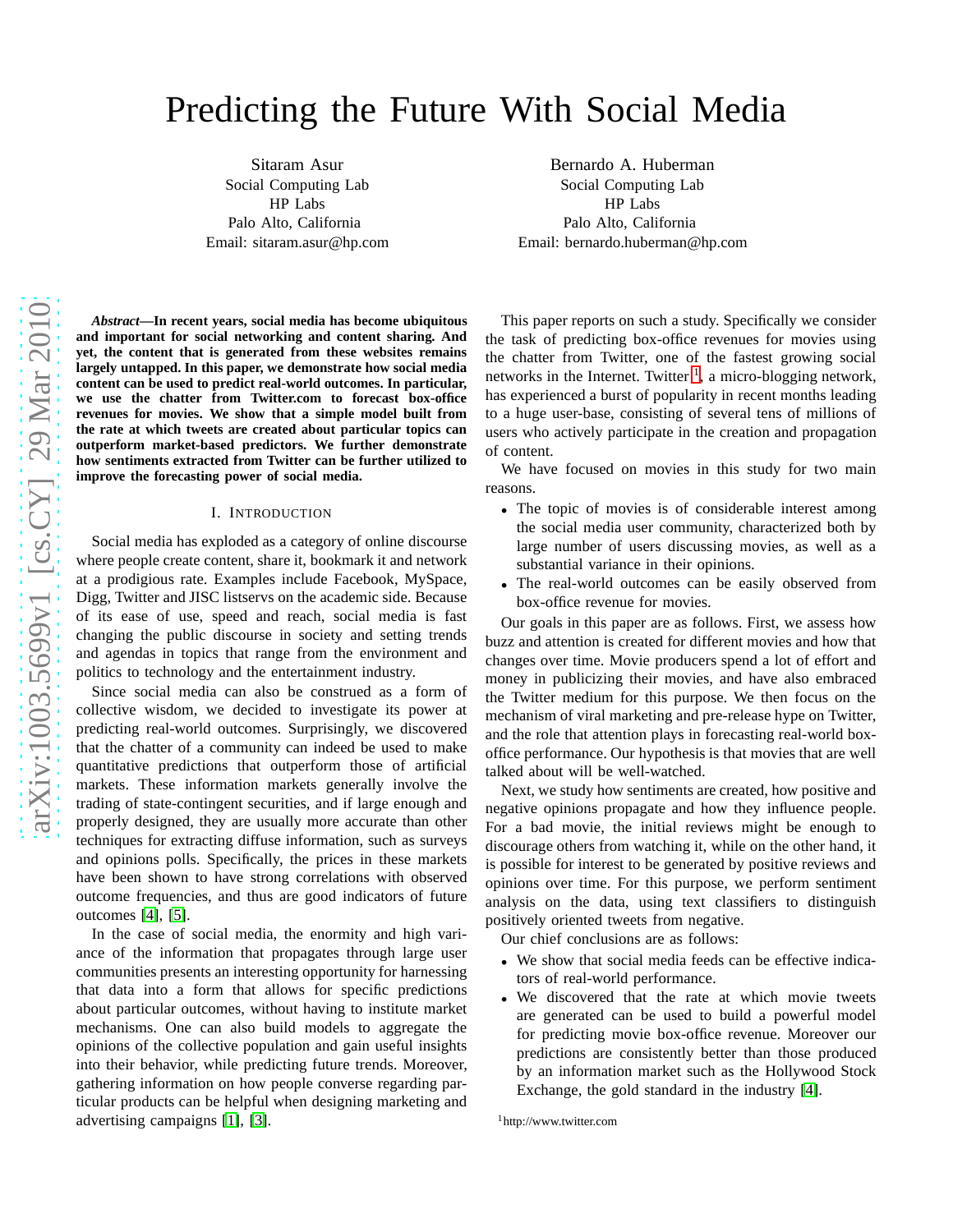# Predicting the Future With Social Media

Sitaram Asur
Social Computing Lab
HP Labs
Palo Alto, California
Email: sitaram.asur@hp.com

Bernardo A. Huberman
Social Computing Lab
HP Labs
Palo Alto, California
Email: bernardo.huberman@hp.com

***Abstract*—In recent years, social media has become ubiquitous and important for social networking and content sharing. And yet, the content that is generated from these websites remains largely untapped. In this paper, we demonstrate how social media content can be used to predict real-world outcomes. In particular, we use the chatter from Twitter.com to forecast box-office revenues for movies. We show that a simple model built from the rate at which tweets are created about particular topics can outperform market-based predictors. We further demonstrate how sentiments extracted from Twitter can be further utilized to improve the forecasting power of social media.**

## I. Introduction

Social media has exploded as a category of online discourse where people create content, share it, bookmark it and network at a prodigious rate. Examples include Facebook, MySpace, Digg, Twitter and JISC listservs on the academic side. Because of its ease of use, speed and reach, social media is fast changing the public discourse in society and setting trends and agendas in topics that range from the environment and politics to technology and the entertainment industry.

Since social media can also be construed as a form of collective wisdom, we decided to investigate its power at predicting real-world outcomes. Surprisingly, we discovered that the chatter of a community can indeed be used to make quantitative predictions that outperform those of artificial markets. These information markets generally involve the trading of state-contingent securities, and if large enough and properly designed, they are usually more accurate than other techniques for extracting diffuse information, such as surveys and opinions polls. Specifically, the prices in these markets have been shown to have strong correlations with observed outcome frequencies, and thus are good indicators of future outcomes [4], [5].

In the case of social media, the enormity and high variance of the information that propagates through large user communities presents an interesting opportunity for harnessing that data into a form that allows for specific predictions about particular outcomes, without having to institute market mechanisms. One can also build models to aggregate the opinions of the collective population and gain useful insights into their behavior, while predicting future trends. Moreover, gathering information on how people converse regarding particular products can be helpful when designing marketing and advertising campaigns [1], [3].

This paper reports on such a study. Specifically we consider the task of predicting box-office revenues for movies using the chatter from Twitter, one of the fastest growing social networks in the Internet. Twitter [1], a micro-blogging network, has experienced a burst of popularity in recent months leading to a huge user-base, consisting of several tens of millions of users who actively participate in the creation and propagation of content.

We have focused on movies in this study for two main reasons.

- The topic of movies is of considerable interest among the social media user community, characterized both by large number of users discussing movies, as well as a substantial variance in their opinions.
- The real-world outcomes can be easily observed from box-office revenue for movies.

Our goals in this paper are as follows. First, we assess how buzz and attention is created for different movies and how that changes over time. Movie producers spend a lot of effort and money in publicizing their movies, and have also embraced the Twitter medium for this purpose. We then focus on the mechanism of viral marketing and pre-release hype on Twitter, and the role that attention plays in forecasting real-world box-office performance. Our hypothesis is that movies that are well talked about will be well-watched.

Next, we study how sentiments are created, how positive and negative opinions propagate and how they influence people. For a bad movie, the initial reviews might be enough to discourage others from watching it, while on the other hand, it is possible for interest to be generated by positive reviews and opinions over time. For this purpose, we perform sentiment analysis on the data, using text classifiers to distinguish positively oriented tweets from negative.

Our chief conclusions are as follows:

- We show that social media feeds can be effective indicators of real-world performance.
- We discovered that the rate at which movie tweets are generated can be used to build a powerful model for predicting movie box-office revenue. Moreover our predictions are consistently better than those produced by an information market such as the Hollywood Stock Exchange, the gold standard in the industry [4].

[1] http://www.twitter.com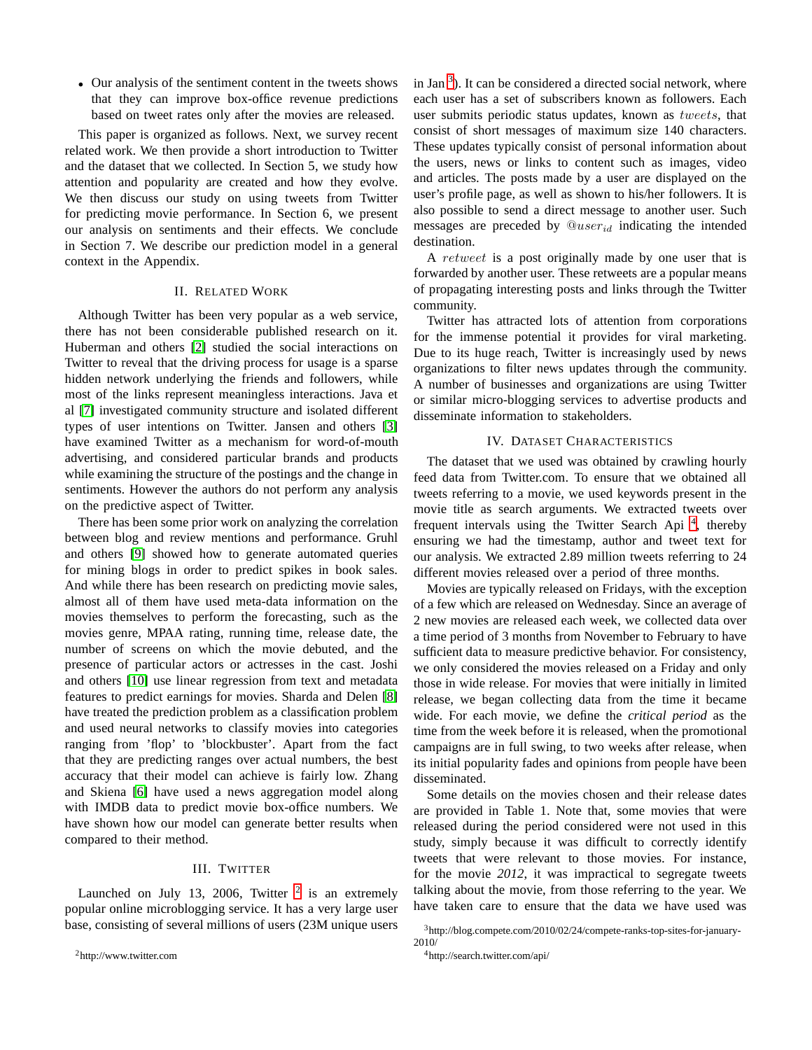- Our analysis of the sentiment content in the tweets shows that they can improve box-office revenue predictions based on tweet rates only after the movies are released.

This paper is organized as follows. Next, we survey recent related work. We then provide a short introduction to Twitter and the dataset that we collected. In Section 5, we study how attention and popularity are created and how they evolve. We then discuss our study on using tweets from Twitter for predicting movie performance. In Section 6, we present our analysis on sentiments and their effects. We conclude in Section 7. We describe our prediction model in a general context in the Appendix.

## II. Related Work

Although Twitter has been very popular as a web service, there has not been considerable published research on it. Huberman and others [2] studied the social interactions on Twitter to reveal that the driving process for usage is a sparse hidden network underlying the friends and followers, while most of the links represent meaningless interactions. Java et al [7] investigated community structure and isolated different types of user intentions on Twitter. Jansen and others [3] have examined Twitter as a mechanism for word-of-mouth advertising, and considered particular brands and products while examining the structure of the postings and the change in sentiments. However the authors do not perform any analysis on the predictive aspect of Twitter.

There has been some prior work on analyzing the correlation between blog and review mentions and performance. Gruhl and others [9] showed how to generate automated queries for mining blogs in order to predict spikes in book sales. And while there has been research on predicting movie sales, almost all of them have used meta-data information on the movies themselves to perform the forecasting, such as the movies genre, MPAA rating, running time, release date, the number of screens on which the movie debuted, and the presence of particular actors or actresses in the cast. Joshi and others [10] use linear regression from text and metadata features to predict earnings for movies. Sharda and Delen [8] have treated the prediction problem as a classification problem and used neural networks to classify movies into categories ranging from 'flop' to 'blockbuster'. Apart from the fact that they are predicting ranges over actual numbers, the best accuracy that their model can achieve is fairly low. Zhang and Skiena [6] have used a news aggregation model along with IMDB data to predict movie box-office numbers. We have shown how our model can generate better results when compared to their method.

## III. Twitter

Launched on July 13, 2006, Twitter [2] is an extremely popular online microblogging service. It has a very large user base, consisting of several millions of users (23M unique users in Jan [3]). It can be considered a directed social network, where each user has a set of subscribers known as followers. Each user submits periodic status updates, known as $tweets$, that consist of short messages of maximum size 140 characters. These updates typically consist of personal information about the users, news or links to content such as images, video and articles. The posts made by a user are displayed on the user's profile page, as well as shown to his/her followers. It is also possible to send a direct message to another user. Such messages are preceded by $@user_{id}$ indicating the intended destination.

A $retweet$ is a post originally made by one user that is forwarded by another user. These retweets are a popular means of propagating interesting posts and links through the Twitter community.

Twitter has attracted lots of attention from corporations for the immense potential it provides for viral marketing. Due to its huge reach, Twitter is increasingly used by news organizations to filter news updates through the community. A number of businesses and organizations are using Twitter or similar micro-blogging services to advertise products and disseminate information to stakeholders.

## IV. Dataset Characteristics

The dataset that we used was obtained by crawling hourly feed data from Twitter.com. To ensure that we obtained all tweets referring to a movie, we used keywords present in the movie title as search arguments. We extracted tweets over frequent intervals using the Twitter Search Api [4], thereby ensuring we had the timestamp, author and tweet text for our analysis. We extracted 2.89 million tweets referring to 24 different movies released over a period of three months.

Movies are typically released on Fridays, with the exception of a few which are released on Wednesday. Since an average of 2 new movies are released each week, we collected data over a time period of 3 months from November to February to have sufficient data to measure predictive behavior. For consistency, we only considered the movies released on a Friday and only those in wide release. For movies that were initially in limited release, we began collecting data from the time it became wide. For each movie, we define the *critical period* as the time from the week before it is released, when the promotional campaigns are in full swing, to two weeks after release, when its initial popularity fades and opinions from people have been disseminated.

Some details on the movies chosen and their release dates are provided in Table 1. Note that, some movies that were released during the period considered were not used in this study, simply because it was difficult to correctly identify tweets that were relevant to those movies. For instance, for the movie *2012*, it was impractical to segregate tweets talking about the movie, from those referring to the year. We have taken care to ensure that the data we have used was

[2] http://www.twitter.com

[3] http://blog.compete.com/2010/02/24/compete-ranks-top-sites-for-january-2010/

[4] http://search.twitter.com/api/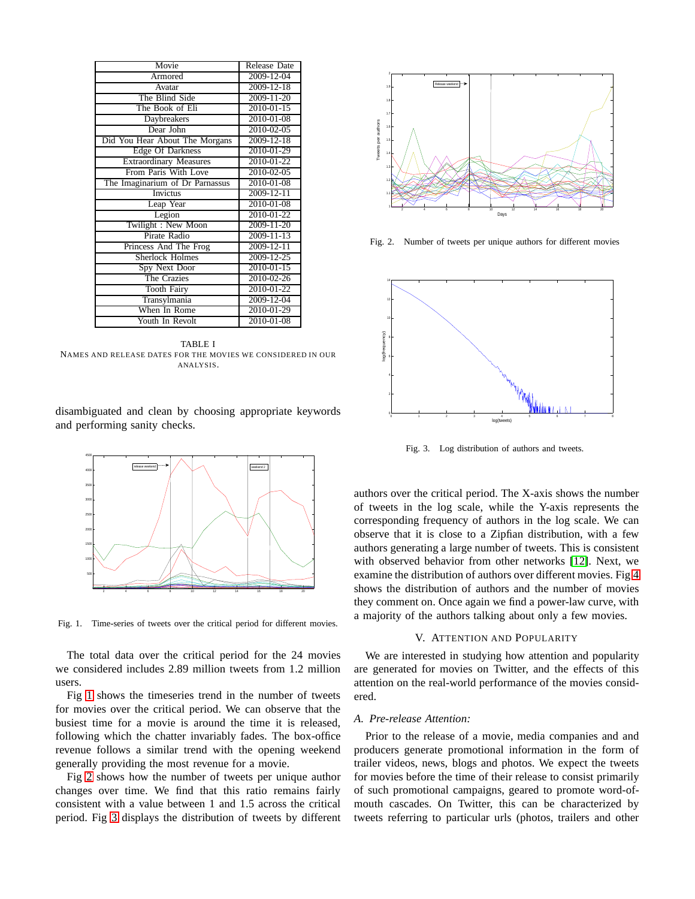| Movie | Release Date |
|---|---|
| Armored | 2009-12-04 |
| Avatar | 2009-12-18 |
| The Blind Side | 2009-11-20 |
| The Book of Eli | 2010-01-15 |
| Daybreakers | 2010-01-08 |
| Dear John | 2010-02-05 |
| Did You Hear About The Morgans | 2009-12-18 |
| Edge Of Darkness | 2010-01-29 |
| Extraordinary Measures | 2010-01-22 |
| From Paris With Love | 2010-02-05 |
| The Imaginarium of Dr Parnassus | 2010-01-08 |
| Invictus | 2009-12-11 |
| Leap Year | 2010-01-08 |
| Legion | 2010-01-22 |
| Twilight : New Moon | 2009-11-20 |
| Pirate Radio | 2009-11-13 |
| Princess And The Frog | 2009-12-11 |
| Sherlock Holmes | 2009-12-25 |
| Spy Next Door | 2010-01-15 |
| The Crazies | 2010-02-26 |
| Tooth Fairy | 2010-01-22 |
| Transylmania | 2009-12-04 |
| When In Rome | 2010-01-29 |
| Youth In Revolt | 2010-01-08 |

TABLE I
NAMES AND RELEASE DATES FOR THE MOVIES WE CONSIDERED IN OUR ANALYSIS.

disambiguated and clean by choosing appropriate keywords and performing sanity checks.

Fig. 1. Time-series of tweets over the critical period for different movies.

The total data over the critical period for the 24 movies we considered includes 2.89 million tweets from 1.2 million users.

Fig 1 shows the timeseries trend in the number of tweets for movies over the critical period. We can observe that the busiest time for a movie is around the time it is released, following which the chatter invariably fades. The box-office revenue follows a similar trend with the opening weekend generally providing the most revenue for a movie.

Fig 2 shows how the number of tweets per unique author changes over time. We find that this ratio remains fairly consistent with a value between 1 and 1.5 across the critical period. Fig 3 displays the distribution of tweets by different authors over the critical period. The X-axis shows the number of tweets in the log scale, while the Y-axis represents the corresponding frequency of authors in the log scale. We can observe that it is close to a Zipfian distribution, with a few authors generating a large number of tweets. This is consistent with observed behavior from other networks [12]. Next, we examine the distribution of authors over different movies. Fig 4 shows the distribution of authors and the number of movies they comment on. Once again we find a power-law curve, with a majority of the authors talking about only a few movies.

Fig. 2. Number of tweets per unique authors for different movies

Fig. 3. Log distribution of authors and tweets.

## V. ATTENTION AND POPULARITY

We are interested in studying how attention and popularity are generated for movies on Twitter, and the effects of this attention on the real-world performance of the movies considered.

### *A. Pre-release Attention:*

Prior to the release of a movie, media companies and and producers generate promotional information in the form of trailer videos, news, blogs and photos. We expect the tweets for movies before the time of their release to consist primarily of such promotional campaigns, geared to promote word-of-mouth cascades. On Twitter, this can be characterized by tweets referring to particular urls (photos, trailers and other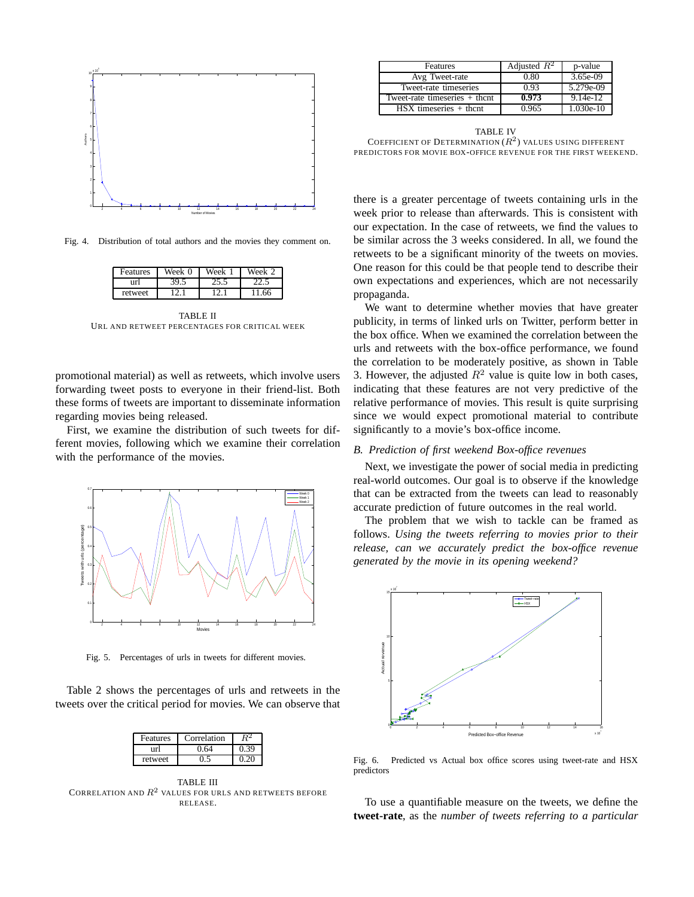Fig. 4. Distribution of total authors and the movies they comment on.

| Features | Week 0 | Week 1 | Week 2 |
|---|---|---|---|
| url | 39.5 | 25.5 | 22.5 |
| retweet | 12.1 | 12.1 | 11.66 |

TABLE II
URL AND RETWEET PERCENTAGES FOR CRITICAL WEEK

promotional material) as well as retweets, which involve users forwarding tweet posts to everyone in their friend-list. Both these forms of tweets are important to disseminate information regarding movies being released.

First, we examine the distribution of such tweets for different movies, following which we examine their correlation with the performance of the movies.

Fig. 5. Percentages of urls in tweets for different movies.

Table 2 shows the percentages of urls and retweets in the tweets over the critical period for movies. We can observe that

| Features | Correlation | $R^2$ |
|---|---|---|
| url | 0.64 | 0.39 |
| retweet | 0.5 | 0.20 |

TABLE III
CORRELATION AND $R^2$ VALUES FOR URLS AND RETWEETS BEFORE RELEASE.

| Features | Adjusted $R^2$ | p-value |
|---|---|---|
| Avg Tweet-rate | 0.80 | 3.65e-09 |
| Tweet-rate timeseries | 0.93 | 5.279e-09 |
| Tweet-rate timeseries + thcnt | **0.973** | 9.14e-12 |
| HSX timeseries + thcnt | 0.965 | 1.030e-10 |

TABLE IV
COEFFICIENT OF DETERMINATION ($R^2$) VALUES USING DIFFERENT PREDICTORS FOR MOVIE BOX-OFFICE REVENUE FOR THE FIRST WEEKEND.

there is a greater percentage of tweets containing urls in the week prior to release than afterwards. This is consistent with our expectation. In the case of retweets, we find the values to be similar across the 3 weeks considered. In all, we found the retweets to be a significant minority of the tweets on movies. One reason for this could be that people tend to describe their own expectations and experiences, which are not necessarily propaganda.

We want to determine whether movies that have greater publicity, in terms of linked urls on Twitter, perform better in the box office. When we examined the correlation between the urls and retweets with the box-office performance, we found the correlation to be moderately positive, as shown in Table 3. However, the adjusted $R^2$ value is quite low in both cases, indicating that these features are not very predictive of the relative performance of movies. This result is quite surprising since we would expect promotional material to contribute significantly to a movie's box-office income.

### *B. Prediction of first weekend Box-office revenues*

Next, we investigate the power of social media in predicting real-world outcomes. Our goal is to observe if the knowledge that can be extracted from the tweets can lead to reasonably accurate prediction of future outcomes in the real world.

The problem that we wish to tackle can be framed as follows. *Using the tweets referring to movies prior to their release, can we accurately predict the box-office revenue generated by the movie in its opening weekend?*

Fig. 6. Predicted vs Actual box office scores using tweet-rate and HSX predictors

To use a quantifiable measure on the tweets, we define the **tweet-rate**, as the *number of tweets referring to a particular*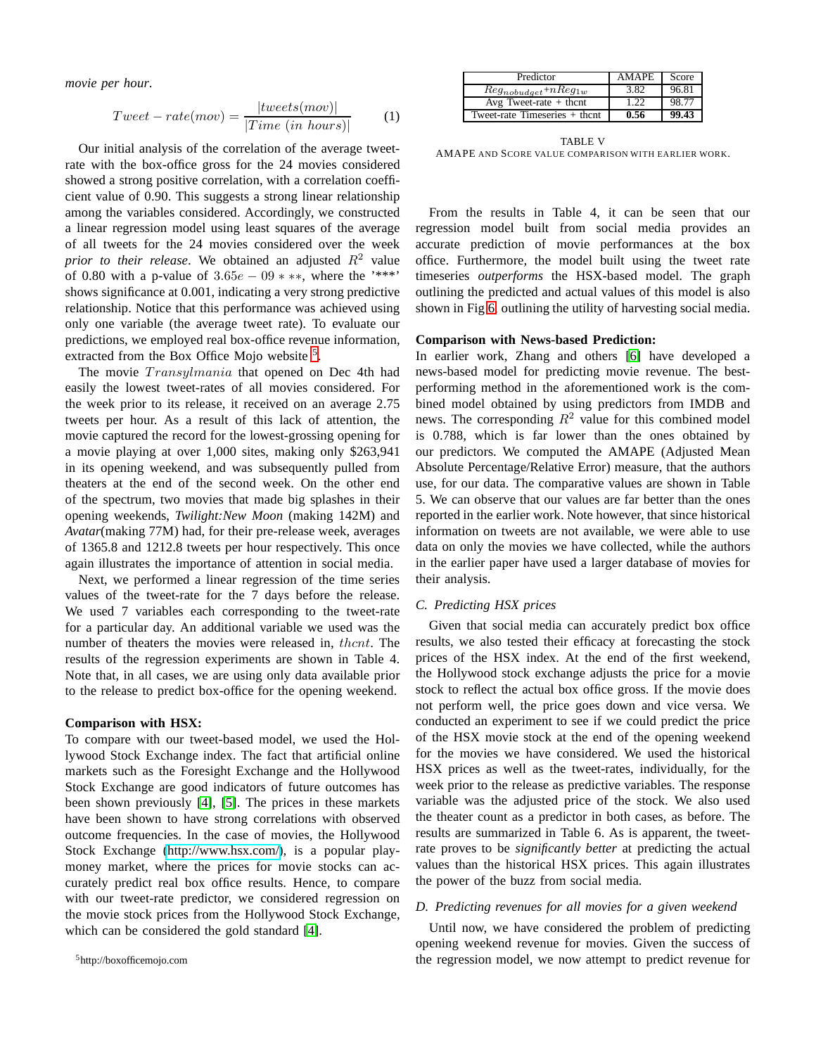*movie per hour*.

$$Tweet-rate(mov) = \frac{|tweets(mov)|}{|Time\ (in\ hours)|} \quad (1)$$

Our initial analysis of the correlation of the average tweet-rate with the box-office gross for the 24 movies considered showed a strong positive correlation, with a correlation coefficient value of 0.90. This suggests a strong linear relationship among the variables considered. Accordingly, we constructed a linear regression model using least squares of the average of all tweets for the 24 movies considered over the week *prior to their release*. We obtained an adjusted $R^2$ value of 0.80 with a p-value of $3.65e-09***$, where the '***' shows significance at 0.001, indicating a very strong predictive relationship. Notice that this performance was achieved using only one variable (the average tweet rate). To evaluate our predictions, we employed real box-office revenue information, extracted from the Box Office Mojo website [5].

The movie $Transylmania$ that opened on Dec 4th had easily the lowest tweet-rates of all movies considered. For the week prior to its release, it received on an average 2.75 tweets per hour. As a result of this lack of attention, the movie captured the record for the lowest-grossing opening for a movie playing at over 1,000 sites, making only $263,941 in its opening weekend, and was subsequently pulled from theaters at the end of the second week. On the other end of the spectrum, two movies that made big splashes in their opening weekends, *Twilight:New Moon* (making 142M) and *Avatar*(making 77M) had, for their pre-release week, averages of 1365.8 and 1212.8 tweets per hour respectively. This once again illustrates the importance of attention in social media.

Next, we performed a linear regression of the time series values of the tweet-rate for the 7 days before the release. We used 7 variables each corresponding to the tweet-rate for a particular day. An additional variable we used was the number of theaters the movies were released in, $thcnt$. The results of the regression experiments are shown in Table 4. Note that, in all cases, we are using only data available prior to the release to predict box-office for the opening weekend.

**Comparison with HSX:**
To compare with our tweet-based model, we used the Hollywood Stock Exchange index. The fact that artificial online markets such as the Foresight Exchange and the Hollywood Stock Exchange are good indicators of future outcomes has been shown previously [4], [5]. The prices in these markets have been shown to have strong correlations with observed outcome frequencies. In the case of movies, the Hollywood Stock Exchange (http://www.hsx.com/), is a popular play-money market, where the prices for movie stocks can accurately predict real box office results. Hence, to compare with our tweet-rate predictor, we considered regression on the movie stock prices from the Hollywood Stock Exchange, which can be considered the gold standard [4].

[5]http://boxofficemojo.com

| Predictor | AMAPE | Score |
|---|---|---|
| $Reg_{nobudget}$+$nReg_{1w}$ | 3.82 | 96.81 |
| Avg Tweet-rate + thcnt | 1.22 | 98.77 |
| Tweet-rate Timeseries + thcnt | **0.56** | **99.43** |

TABLE V
AMAPE AND SCORE VALUE COMPARISON WITH EARLIER WORK.

From the results in Table 4, it can be seen that our regression model built from social media provides an accurate prediction of movie performances at the box office. Furthermore, the model built using the tweet rate timeseries *outperforms* the HSX-based model. The graph outlining the predicted and actual values of this model is also shown in Fig 6, outlining the utility of harvesting social media.

**Comparison with News-based Prediction:**
In earlier work, Zhang and others [6] have developed a news-based model for predicting movie revenue. The best-performing method in the aforementioned work is the combined model obtained by using predictors from IMDB and news. The corresponding $R^2$ value for this combined model is 0.788, which is far lower than the ones obtained by our predictors. We computed the AMAPE (Adjusted Mean Absolute Percentage/Relative Error) measure, that the authors use, for our data. The comparative values are shown in Table 5. We can observe that our values are far better than the ones reported in the earlier work. Note however, that since historical information on tweets are not available, we were able to use data on only the movies we have collected, while the authors in the earlier paper have used a larger database of movies for their analysis.

### C. Predicting HSX prices

Given that social media can accurately predict box office results, we also tested their efficacy at forecasting the stock prices of the HSX index. At the end of the first weekend, the Hollywood stock exchange adjusts the price for a movie stock to reflect the actual box office gross. If the movie does not perform well, the price goes down and vice versa. We conducted an experiment to see if we could predict the price of the HSX movie stock at the end of the opening weekend for the movies we have considered. We used the historical HSX prices as well as the tweet-rates, individually, for the week prior to the release as predictive variables. The response variable was the adjusted price of the stock. We also used the theater count as a predictor in both cases, as before. The results are summarized in Table 6. As is apparent, the tweet-rate proves to be *significantly better* at predicting the actual values than the historical HSX prices. This again illustrates the power of the buzz from social media.

### D. Predicting revenues for all movies for a given weekend

Until now, we have considered the problem of predicting opening weekend revenue for movies. Given the success of the regression model, we now attempt to predict revenue for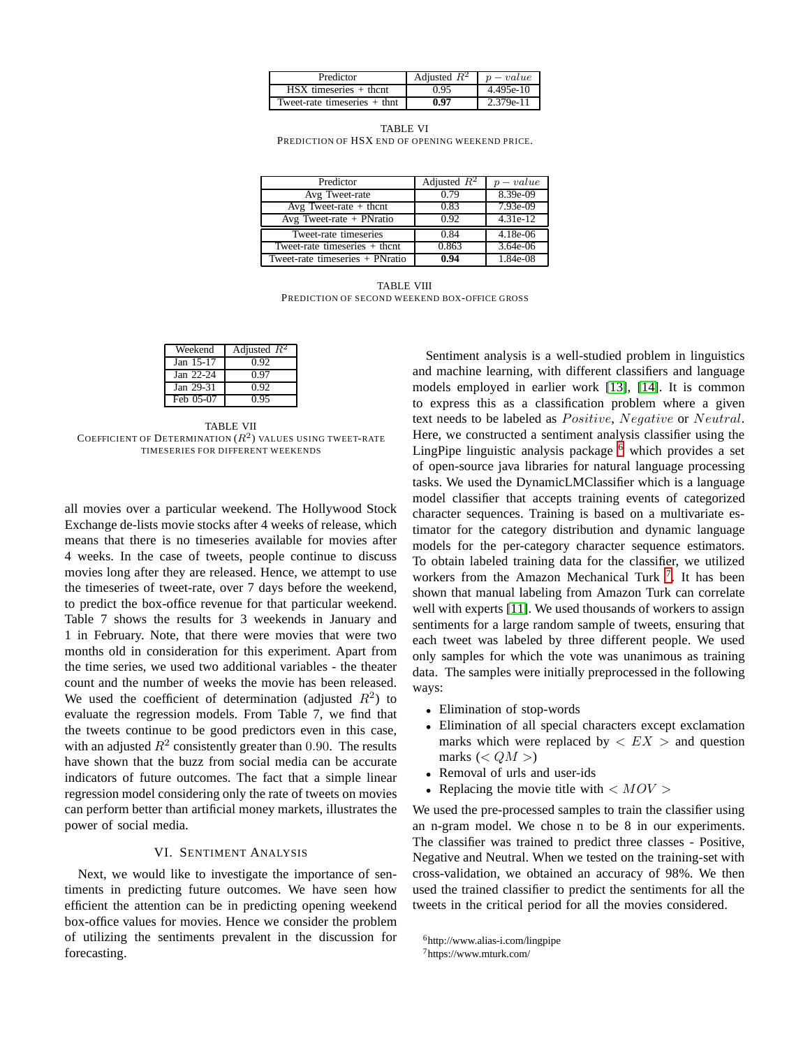| Predictor | Adjusted $R^2$ | $p-value$ |
| --- | --- | --- |
| HSX timeseries + thcnt | 0.95 | 4.495e-10 |
| Tweet-rate timeseries + thnt | **0.97** | 2.379e-11 |

TABLE VI
PREDICTION OF HSX END OF OPENING WEEKEND PRICE.

| Predictor | Adjusted $R^2$ | $p-value$ |
| --- | --- | --- |
| Avg Tweet-rate | 0.79 | 8.39e-09 |
| Avg Tweet-rate + thcnt | 0.83 | 7.93e-09 |
| Avg Tweet-rate + PNratio | 0.92 | 4.31e-12 |
| Tweet-rate timeseries | 0.84 | 4.18e-06 |
| Tweet-rate timeseries + thcnt | 0.863 | 3.64e-06 |
| Tweet-rate timeseries + PNratio | **0.94** | 1.84e-08 |

TABLE VIII
PREDICTION OF SECOND WEEKEND BOX-OFFICE GROSS

| Weekend | Adjusted $R^2$ |
| --- | --- |
| Jan 15-17 | 0.92 |
| Jan 22-24 | 0.97 |
| Jan 29-31 | 0.92 |
| Feb 05-07 | 0.95 |

TABLE VII
COEFFICIENT OF DETERMINATION ($R^2$) VALUES USING TWEET-RATE TIMESERIES FOR DIFFERENT WEEKENDS

all movies over a particular weekend. The Hollywood Stock Exchange de-lists movie stocks after 4 weeks of release, which means that there is no timeseries available for movies after 4 weeks. In the case of tweets, people continue to discuss movies long after they are released. Hence, we attempt to use the timeseries of tweet-rate, over 7 days before the weekend, to predict the box-office revenue for that particular weekend. Table 7 shows the results for 3 weekends in January and 1 in February. Note, that there were movies that were two months old in consideration for this experiment. Apart from the time series, we used two additional variables - the theater count and the number of weeks the movie has been released. We used the coefficient of determination (adjusted $R^2$) to evaluate the regression models. From Table 7, we find that the tweets continue to be good predictors even in this case, with an adjusted $R^2$ consistently greater than $0.90$. The results have shown that the buzz from social media can be accurate indicators of future outcomes. The fact that a simple linear regression model considering only the rate of tweets on movies can perform better than artificial money markets, illustrates the power of social media.

## VI. SENTIMENT ANALYSIS

Next, we would like to investigate the importance of sentiments in predicting future outcomes. We have seen how efficient the attention can be in predicting opening weekend box-office values for movies. Hence we consider the problem of utilizing the sentiments prevalent in the discussion for forecasting.

Sentiment analysis is a well-studied problem in linguistics and machine learning, with different classifiers and language models employed in earlier work [13], [14]. It is common to express this as a classification problem where a given text needs to be labeled as $Positive$, $Negative$ or $Neutral$. Here, we constructed a sentiment analysis classifier using the LingPipe linguistic analysis package [6] which provides a set of open-source java libraries for natural language processing tasks. We used the DynamicLMClassifier which is a language model classifier that accepts training events of categorized character sequences. Training is based on a multivariate estimator for the category distribution and dynamic language models for the per-category character sequence estimators. To obtain labeled training data for the classifier, we utilized workers from the Amazon Mechanical Turk [7]. It has been shown that manual labeling from Amazon Turk can correlate well with experts [11]. We used thousands of workers to assign sentiments for a large random sample of tweets, ensuring that each tweet was labeled by three different people. We used only samples for which the vote was unanimous as training data. The samples were initially preprocessed in the following ways:

- Elimination of stop-words
- Elimination of all special characters except exclamation marks which were replaced by $< EX >$ and question marks ($< QM >$)
- Removal of urls and user-ids
- Replacing the movie title with $< MOV >$

We used the pre-processed samples to train the classifier using an n-gram model. We chose n to be 8 in our experiments. The classifier was trained to predict three classes - Positive, Negative and Neutral. When we tested on the training-set with cross-validation, we obtained an accuracy of 98%. We then used the trained classifier to predict the sentiments for all the tweets in the critical period for all the movies considered.

[6] http://www.alias-i.com/lingpipe

[7] https://www.mturk.com/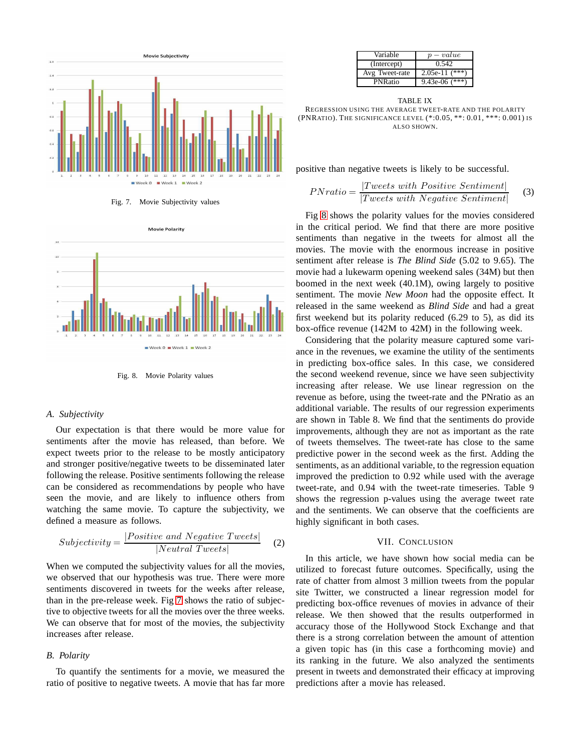Fig. 7. Movie Subjectivity values

Fig. 8. Movie Polarity values

### A. Subjectivity

Our expectation is that there would be more value for sentiments after the movie has released, than before. We expect tweets prior to the release to be mostly anticipatory and stronger positive/negative tweets to be disseminated later following the release. Positive sentiments following the release can be considered as recommendations by people who have seen the movie, and are likely to influence others from watching the same movie. To capture the subjectivity, we defined a measure as follows.

$$Subjectivity = \frac{|Positive\ and\ Negative\ Tweets|}{|Neutral\ Tweets|} \tag{2}$$

When we computed the subjectivity values for all the movies, we observed that our hypothesis was true. There were more sentiments discovered in tweets for the weeks after release, than in the pre-release week. Fig 7 shows the ratio of subjective to objective tweets for all the movies over the three weeks. We can observe that for most of the movies, the subjectivity increases after release.

### B. Polarity

To quantify the sentiments for a movie, we measured the ratio of positive to negative tweets. A movie that has far more positive than negative tweets is likely to be successful.

$$PNratio = \frac{|Tweets\ with\ Positive\ Sentiment|}{|Tweets\ with\ Negative\ Sentiment|} \tag{3}$$

Fig 8 shows the polarity values for the movies considered in the critical period. We find that there are more positive sentiments than negative in the tweets for almost all the movies. The movie with the enormous increase in positive sentiment after release is *The Blind Side* (5.02 to 9.65). The movie had a lukewarm opening weekend sales (34M) but then boomed in the next week (40.1M), owing largely to positive sentiment. The movie *New Moon* had the opposite effect. It released in the same weekend as *Blind Side* and had a great first weekend but its polarity reduced (6.29 to 5), as did its box-office revenue (142M to 42M) in the following week.

Considering that the polarity measure captured some variance in the revenues, we examine the utility of the sentiments in predicting box-office sales. In this case, we considered the second weekend revenue, since we have seen subjectivity increasing after release. We use linear regression on the revenue as before, using the tweet-rate and the PNratio as an additional variable. The results of our regression experiments are shown in Table 8. We find that the sentiments do provide improvements, although they are not as important as the rate of tweets themselves. The tweet-rate has close to the same predictive power in the second week as the first. Adding the sentiments, as an additional variable, to the regression equation improved the prediction to 0.92 while used with the average tweet-rate, and 0.94 with the tweet-rate timeseries. Table 9 shows the regression p-values using the average tweet rate and the sentiments. We can observe that the coefficients are highly significant in both cases.

| Variable | $p-value$ |
|---|---|
| (Intercept) | 0.542 |
| Avg Tweet-rate | 2.05e-11 (***) |
| PNRatio | 9.43e-06 (***) |

TABLE IX
REGRESSION USING THE AVERAGE TWEET-RATE AND THE POLARITY (PNRATIO). THE SIGNIFICANCE LEVEL (*:0.05, **: 0.01, ***: 0.001) IS ALSO SHOWN.

## VII. CONCLUSION

In this article, we have shown how social media can be utilized to forecast future outcomes. Specifically, using the rate of chatter from almost 3 million tweets from the popular site Twitter, we constructed a linear regression model for predicting box-office revenues of movies in advance of their release. We then showed that the results outperformed in accuracy those of the Hollywood Stock Exchange and that there is a strong correlation between the amount of attention a given topic has (in this case a forthcoming movie) and its ranking in the future. We also analyzed the sentiments present in tweets and demonstrated their efficacy at improving predictions after a movie has released.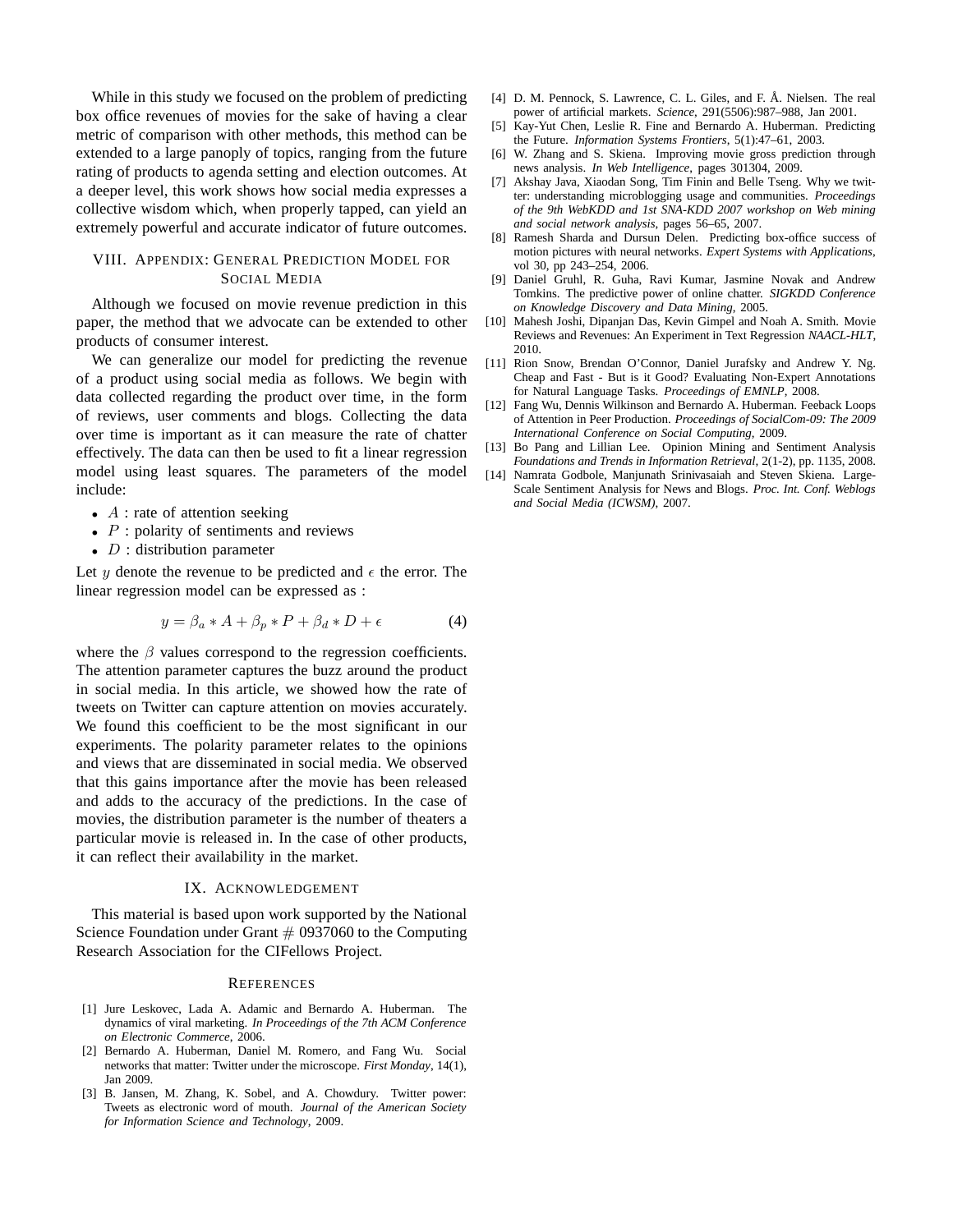While in this study we focused on the problem of predicting box office revenues of movies for the sake of having a clear metric of comparison with other methods, this method can be extended to a large panoply of topics, ranging from the future rating of products to agenda setting and election outcomes. At a deeper level, this work shows how social media expresses a collective wisdom which, when properly tapped, can yield an extremely powerful and accurate indicator of future outcomes.

## VIII. Appendix: General Prediction Model for Social Media

Although we focused on movie revenue prediction in this paper, the method that we advocate can be extended to other products of consumer interest.

We can generalize our model for predicting the revenue of a product using social media as follows. We begin with data collected regarding the product over time, in the form of reviews, user comments and blogs. Collecting the data over time is important as it can measure the rate of chatter effectively. The data can then be used to fit a linear regression model using least squares. The parameters of the model include:

- $A$ : rate of attention seeking
- $P$ : polarity of sentiments and reviews
- $D$ : distribution parameter

Let $y$ denote the revenue to be predicted and $\epsilon$ the error. The linear regression model can be expressed as :

$$y = \beta_a * A + \beta_p * P + \beta_d * D + \epsilon \quad (4)$$

where the $\beta$ values correspond to the regression coefficients. The attention parameter captures the buzz around the product in social media. In this article, we showed how the rate of tweets on Twitter can capture attention on movies accurately. We found this coefficient to be the most significant in our experiments. The polarity parameter relates to the opinions and views that are disseminated in social media. We observed that this gains importance after the movie has been released and adds to the accuracy of the predictions. In the case of movies, the distribution parameter is the number of theaters a particular movie is released in. In the case of other products, it can reflect their availability in the market.

## IX. Acknowledgement

This material is based upon work supported by the National Science Foundation under Grant # 0937060 to the Computing Research Association for the CIFellows Project.

## References

[1] Jure Leskovec, Lada A. Adamic and Bernardo A. Huberman. The dynamics of viral marketing. *In Proceedings of the 7th ACM Conference on Electronic Commerce*, 2006.

[2] Bernardo A. Huberman, Daniel M. Romero, and Fang Wu. Social networks that matter: Twitter under the microscope. *First Monday*, 14(1), Jan 2009.

[3] B. Jansen, M. Zhang, K. Sobel, and A. Chowdury. Twitter power: Tweets as electronic word of mouth. *Journal of the American Society for Information Science and Technology*, 2009.

[4] D. M. Pennock, S. Lawrence, C. L. Giles, and F. Å. Nielsen. The real power of artificial markets. *Science*, 291(5506):987–988, Jan 2001.

[5] Kay-Yut Chen, Leslie R. Fine and Bernardo A. Huberman. Predicting the Future. *Information Systems Frontiers*, 5(1):47–61, 2003.

[6] W. Zhang and S. Skiena. Improving movie gross prediction through news analysis. *In Web Intelligence*, pages 301304, 2009.

[7] Akshay Java, Xiaodan Song, Tim Finin and Belle Tseng. Why we twitter: understanding microblogging usage and communities. *Proceedings of the 9th WebKDD and 1st SNA-KDD 2007 workshop on Web mining and social network analysis*, pages 56–65, 2007.

[8] Ramesh Sharda and Dursun Delen. Predicting box-office success of motion pictures with neural networks. *Expert Systems with Applications*, vol 30, pp 243–254, 2006.

[9] Daniel Gruhl, R. Guha, Ravi Kumar, Jasmine Novak and Andrew Tomkins. The predictive power of online chatter. *SIGKDD Conference on Knowledge Discovery and Data Mining*, 2005.

[10] Mahesh Joshi, Dipanjan Das, Kevin Gimpel and Noah A. Smith. Movie Reviews and Revenues: An Experiment in Text Regression *NAACL-HLT*, 2010.

[11] Rion Snow, Brendan O'Connor, Daniel Jurafsky and Andrew Y. Ng. Cheap and Fast - But is it Good? Evaluating Non-Expert Annotations for Natural Language Tasks. *Proceedings of EMNLP*, 2008.

[12] Fang Wu, Dennis Wilkinson and Bernardo A. Huberman. Feeback Loops of Attention in Peer Production. *Proceedings of SocialCom-09: The 2009 International Conference on Social Computing*, 2009.

[13] Bo Pang and Lillian Lee. Opinion Mining and Sentiment Analysis *Foundations and Trends in Information Retrieval*, 2(1-2), pp. 1135, 2008.

[14] Namrata Godbole, Manjunath Srinivasaiah and Steven Skiena. Large-Scale Sentiment Analysis for News and Blogs. *Proc. Int. Conf. Weblogs and Social Media (ICWSM)*, 2007.